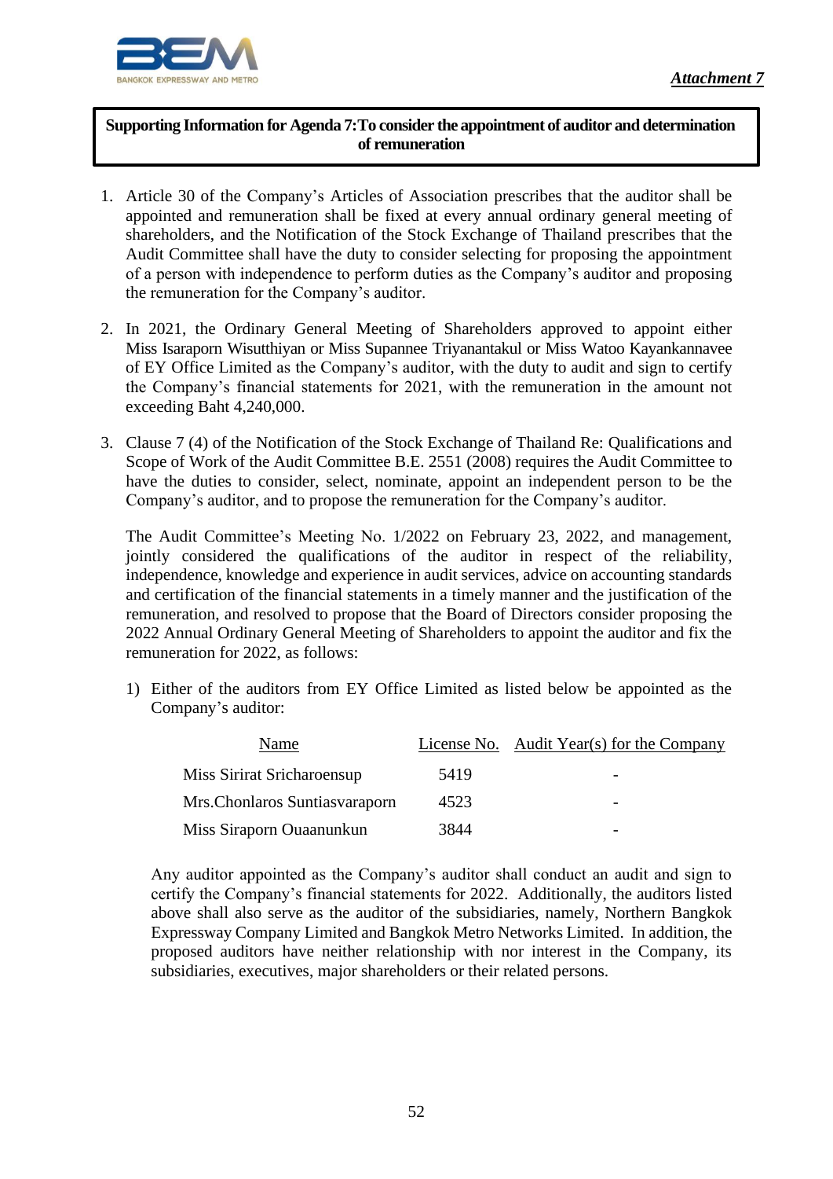*Attachment 7*

**Supporting Information for Agenda 7: To consider the appointment of auditor and determination of remuneration**

1. Article 30 of the Company's Articles of Association prescribes that the auditor shall be appointed and remuneration shall be fixed at every annual ordinary general meeting of shareholders, and the Notification of the Stock Exchange of Thailand prescribes that the Audit Committee shall have the duty to consider selecting for proposing the appointment of a person with independence to perform duties as the Company's auditor and proposing the remuneration for the Company's auditor.

2. In 2021, the Ordinary General Meeting of Shareholders approved to appoint either Miss Isaraporn Wisutthiyan or Miss Supannee Triyanantakul or Miss Watoo Kayankannavee of EY Office Limited as the Company's auditor, with the duty to audit and sign to certify the Company's financial statements for 2021, with the remuneration in the amount not exceeding Baht 4,240,000.

3. Clause 7 (4) of the Notification of the Stock Exchange of Thailand Re: Qualifications and Scope of Work of the Audit Committee B.E. 2551 (2008) requires the Audit Committee to have the duties to consider, select, nominate, appoint an independent person to be the Company's auditor, and to propose the remuneration for the Company's auditor.

   The Audit Committee's Meeting No. 1/2022 on February 23, 2022, and management, jointly considered the qualifications of the auditor in respect of the reliability, independence, knowledge and experience in audit services, advice on accounting standards and certification of the financial statements in a timely manner and the justification of the remuneration, and resolved to propose that the Board of Directors consider proposing the 2022 Annual Ordinary General Meeting of Shareholders to appoint the auditor and fix the remuneration for 2022, as follows:

   1) Either of the auditors from EY Office Limited as listed below be appointed as the Company's auditor:

| Name | License No. | Audit Year(s) for the Company |
|---|---|---|
| Miss Sirirat Sricharoensup | 5419 | - |
| Mrs.Chonlaros Suntiasvaraporn | 4523 | - |
| Miss Siraporn Ouaanunkun | 3844 | - |

   Any auditor appointed as the Company's auditor shall conduct an audit and sign to certify the Company's financial statements for 2022. Additionally, the auditors listed above shall also serve as the auditor of the subsidiaries, namely, Northern Bangkok Expressway Company Limited and Bangkok Metro Networks Limited. In addition, the proposed auditors have neither relationship with nor interest in the Company, its subsidiaries, executives, major shareholders or their related persons.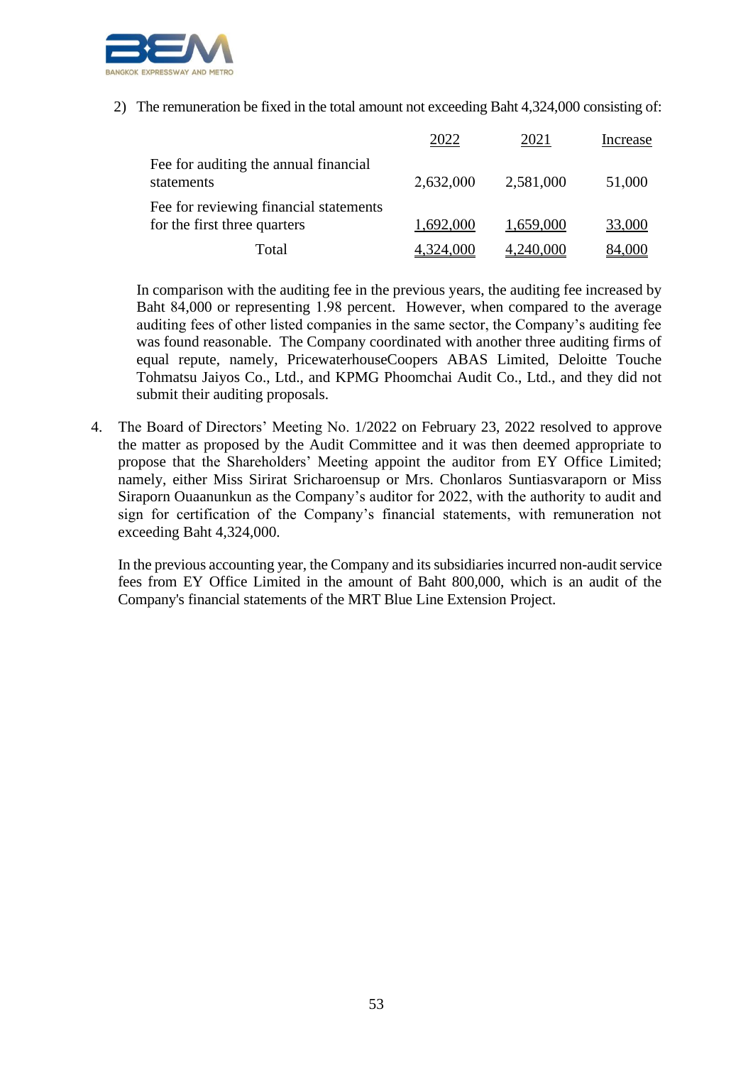2) The remuneration be fixed in the total amount not exceeding Baht 4,324,000 consisting of:

| | 2022 | 2021 | Increase |
|---|---|---|---|
| Fee for auditing the annual financial statements | 2,632,000 | 2,581,000 | 51,000 |
| Fee for reviewing financial statements for the first three quarters | 1,692,000 | 1,659,000 | 33,000 |
| Total | 4,324,000 | 4,240,000 | 84,000 |

In comparison with the auditing fee in the previous years, the auditing fee increased by Baht 84,000 or representing 1.98 percent. However, when compared to the average auditing fees of other listed companies in the same sector, the Company's auditing fee was found reasonable. The Company coordinated with another three auditing firms of equal repute, namely, PricewaterhouseCoopers ABAS Limited, Deloitte Touche Tohmatsu Jaiyos Co., Ltd., and KPMG Phoomchai Audit Co., Ltd., and they did not submit their auditing proposals.

4. The Board of Directors' Meeting No. 1/2022 on February 23, 2022 resolved to approve the matter as proposed by the Audit Committee and it was then deemed appropriate to propose that the Shareholders' Meeting appoint the auditor from EY Office Limited; namely, either Miss Sirirat Sricharoensup or Mrs. Chonlaros Suntiasvaraporn or Miss Siraporn Ouaanunkun as the Company's auditor for 2022, with the authority to audit and sign for certification of the Company's financial statements, with remuneration not exceeding Baht 4,324,000.

   In the previous accounting year, the Company and its subsidiaries incurred non-audit service fees from EY Office Limited in the amount of Baht 800,000, which is an audit of the Company's financial statements of the MRT Blue Line Extension Project.